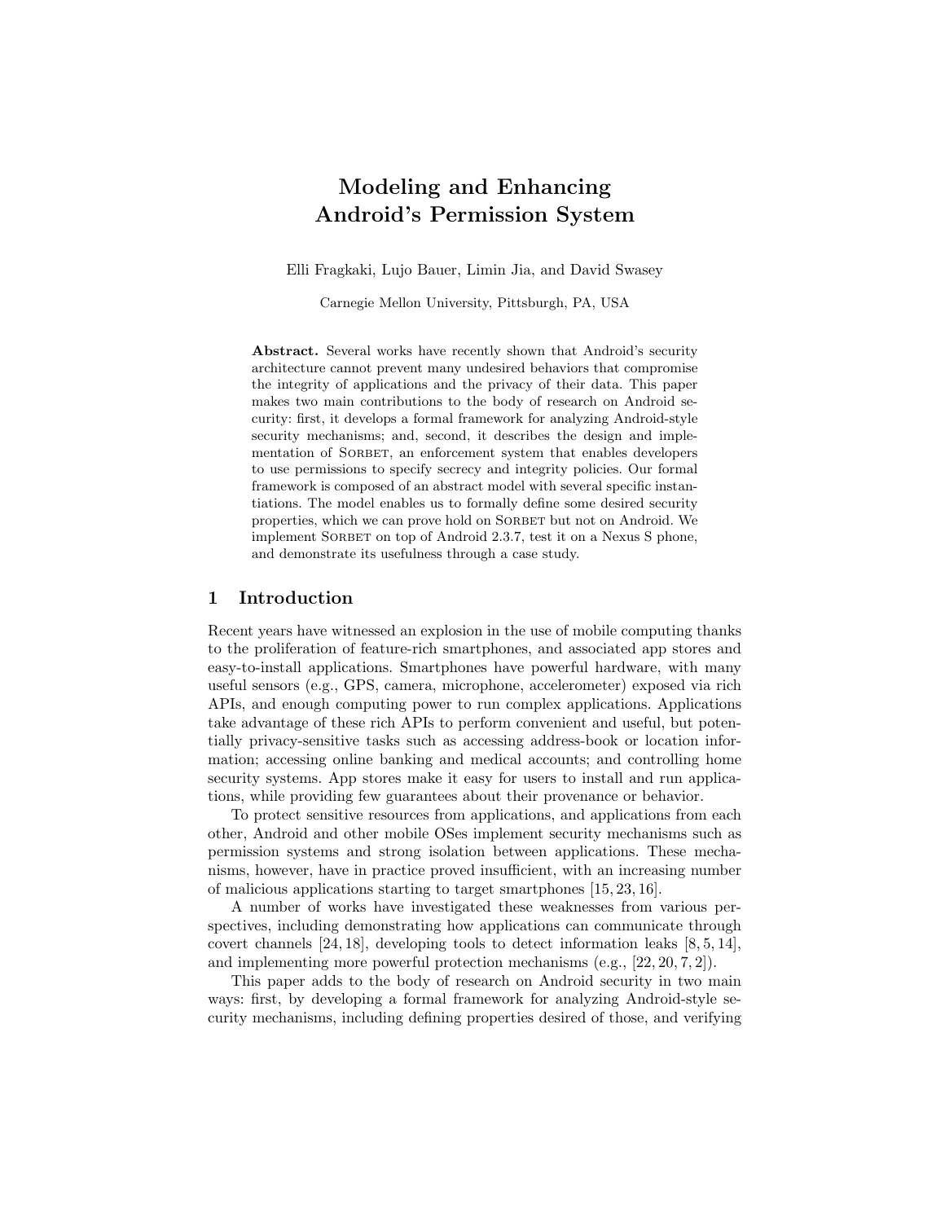# Modeling and Enhancing Android's Permission System

Elli Fragkaki, Lujo Bauer, Limin Jia, and David Swasey

Carnegie Mellon University, Pittsburgh, PA, USA

**Abstract.** Several works have recently shown that Android's security architecture cannot prevent many undesired behaviors that compromise the integrity of applications and the privacy of their data. This paper makes two main contributions to the body of research on Android security: first, it develops a formal framework for analyzing Android-style security mechanisms; and, second, it describes the design and implementation of SORBET, an enforcement system that enables developers to use permissions to specify secrecy and integrity policies. Our formal framework is composed of an abstract model with several specific instantiations. The model enables us to formally define some desired security properties, which we can prove hold on SORBET but not on Android. We implement SORBET on top of Android 2.3.7, test it on a Nexus S phone, and demonstrate its usefulness through a case study.

## 1 Introduction

Recent years have witnessed an explosion in the use of mobile computing thanks to the proliferation of feature-rich smartphones, and associated app stores and easy-to-install applications. Smartphones have powerful hardware, with many useful sensors (e.g., GPS, camera, microphone, accelerometer) exposed via rich APIs, and enough computing power to run complex applications. Applications take advantage of these rich APIs to perform convenient and useful, but potentially privacy-sensitive tasks such as accessing address-book or location information; accessing online banking and medical accounts; and controlling home security systems. App stores make it easy for users to install and run applications, while providing few guarantees about their provenance or behavior.

To protect sensitive resources from applications, and applications from each other, Android and other mobile OSes implement security mechanisms such as permission systems and strong isolation between applications. These mechanisms, however, have in practice proved insufficient, with an increasing number of malicious applications starting to target smartphones [15, 23, 16].

A number of works have investigated these weaknesses from various perspectives, including demonstrating how applications can communicate through covert channels [24, 18], developing tools to detect information leaks [8, 5, 14], and implementing more powerful protection mechanisms (e.g., [22, 20, 7, 2]).

This paper adds to the body of research on Android security in two main ways: first, by developing a formal framework for analyzing Android-style security mechanisms, including defining properties desired of those, and verifying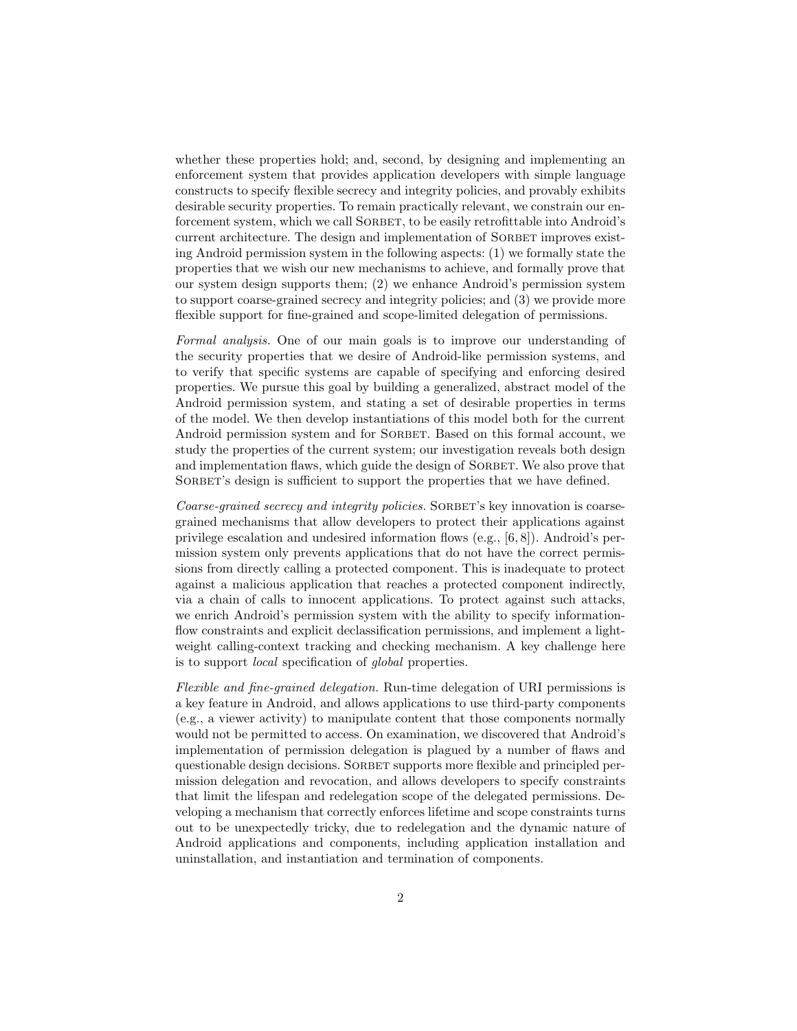whether these properties hold; and, second, by designing and implementing an enforcement system that provides application developers with simple language constructs to specify flexible secrecy and integrity policies, and provably exhibits desirable security properties. To remain practically relevant, we constrain our enforcement system, which we call Sorbet, to be easily retrofittable into Android's current architecture. The design and implementation of Sorbet improves existing Android permission system in the following aspects: (1) we formally state the properties that we wish our new mechanisms to achieve, and formally prove that our system design supports them; (2) we enhance Android's permission system to support coarse-grained secrecy and integrity policies; and (3) we provide more flexible support for fine-grained and scope-limited delegation of permissions.

*Formal analysis.* One of our main goals is to improve our understanding of the security properties that we desire of Android-like permission systems, and to verify that specific systems are capable of specifying and enforcing desired properties. We pursue this goal by building a generalized, abstract model of the Android permission system, and stating a set of desirable properties in terms of the model. We then develop instantiations of this model both for the current Android permission system and for Sorbet. Based on this formal account, we study the properties of the current system; our investigation reveals both design and implementation flaws, which guide the design of Sorbet. We also prove that Sorbet's design is sufficient to support the properties that we have defined.

*Coarse-grained secrecy and integrity policies.* Sorbet's key innovation is coarse-grained mechanisms that allow developers to protect their applications against privilege escalation and undesired information flows (e.g., [6, 8]). Android's permission system only prevents applications that do not have the correct permissions from directly calling a protected component. This is inadequate to protect against a malicious application that reaches a protected component indirectly, via a chain of calls to innocent applications. To protect against such attacks, we enrich Android's permission system with the ability to specify information-flow constraints and explicit declassification permissions, and implement a lightweight calling-context tracking and checking mechanism. A key challenge here is to support *local* specification of *global* properties.

*Flexible and fine-grained delegation.* Run-time delegation of URI permissions is a key feature in Android, and allows applications to use third-party components (e.g., a viewer activity) to manipulate content that those components normally would not be permitted to access. On examination, we discovered that Android's implementation of permission delegation is plagued by a number of flaws and questionable design decisions. Sorbet supports more flexible and principled permission delegation and revocation, and allows developers to specify constraints that limit the lifespan and redelegation scope of the delegated permissions. Developing a mechanism that correctly enforces lifetime and scope constraints turns out to be unexpectedly tricky, due to redelegation and the dynamic nature of Android applications and components, including application installation and uninstallation, and instantiation and termination of components.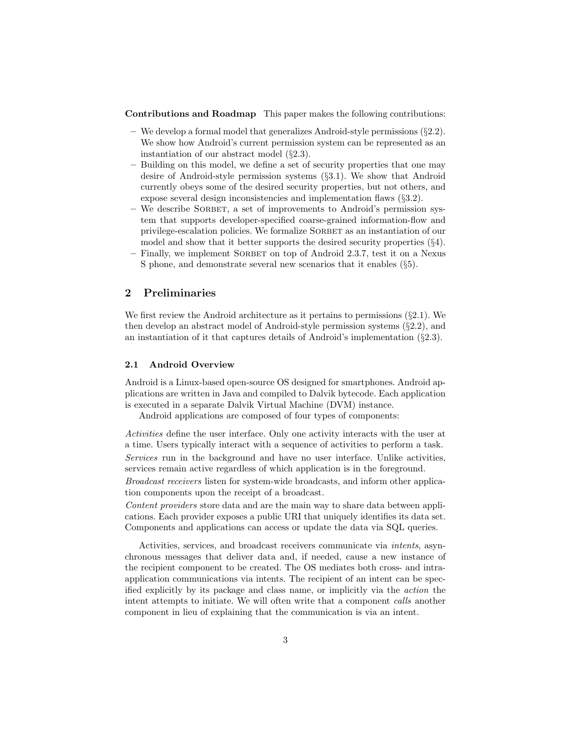**Contributions and Roadmap** This paper makes the following contributions:

- We develop a formal model that generalizes Android-style permissions (§2.2). We show how Android's current permission system can be represented as an instantiation of our abstract model (§2.3).
- Building on this model, we define a set of security properties that one may desire of Android-style permission systems (§3.1). We show that Android currently obeys some of the desired security properties, but not others, and expose several design inconsistencies and implementation flaws (§3.2).
- We describe SORBET, a set of improvements to Android's permission system that supports developer-specified coarse-grained information-flow and privilege-escalation policies. We formalize SORBET as an instantiation of our model and show that it better supports the desired security properties (§4).
- Finally, we implement SORBET on top of Android 2.3.7, test it on a Nexus S phone, and demonstrate several new scenarios that it enables (§5).

## 2 Preliminaries

We first review the Android architecture as it pertains to permissions (§2.1). We then develop an abstract model of Android-style permission systems (§2.2), and an instantiation of it that captures details of Android's implementation (§2.3).

### 2.1 Android Overview

Android is a Linux-based open-source OS designed for smartphones. Android applications are written in Java and compiled to Dalvik bytecode. Each application is executed in a separate Dalvik Virtual Machine (DVM) instance.

Android applications are composed of four types of components:

*Activities* define the user interface. Only one activity interacts with the user at a time. Users typically interact with a sequence of activities to perform a task.

*Services* run in the background and have no user interface. Unlike activities, services remain active regardless of which application is in the foreground.

*Broadcast receivers* listen for system-wide broadcasts, and inform other application components upon the receipt of a broadcast.

*Content providers* store data and are the main way to share data between applications. Each provider exposes a public URI that uniquely identifies its data set. Components and applications can access or update the data via SQL queries.

Activities, services, and broadcast receivers communicate via *intents*, asynchronous messages that deliver data and, if needed, cause a new instance of the recipient component to be created. The OS mediates both cross- and intra-application communications via intents. The recipient of an intent can be specified explicitly by its package and class name, or implicitly via the *action* the intent attempts to initiate. We will often write that a component *calls* another component in lieu of explaining that the communication is via an intent.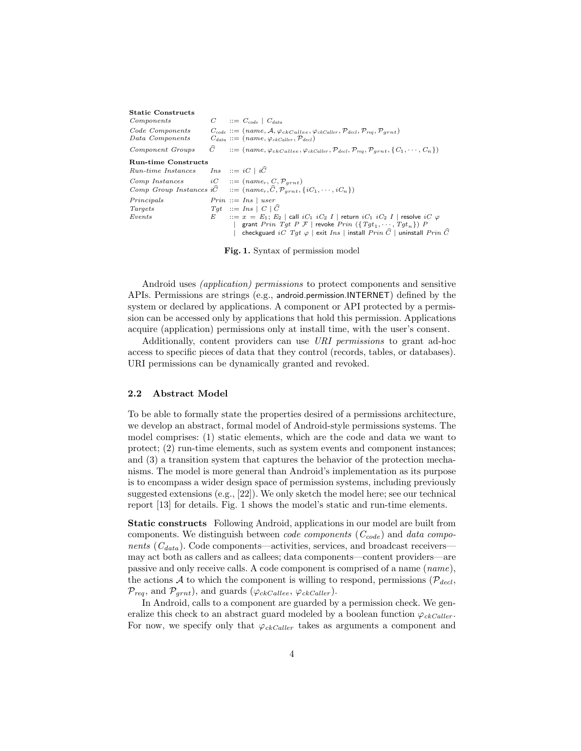**Static Constructs**

| | | |
|---|---|---|
| *Components* | $C$ | $::= C_{code} \mid C_{data}$ |
| *Code Components* | $C_{code}$ | $::= (name, \mathcal{A}, \varphi_{ckCallee}, \varphi_{ckCaller}, \mathcal{P}_{decl}, \mathcal{P}_{req}, \mathcal{P}_{grnt})$ |
| *Data Components* | $C_{data}$ | $::= (name, \varphi_{ckCaller}, \mathcal{P}_{decl})$ |
| *Component Groups* | $\widehat{C}$ | $::= (name, \varphi_{ckCallee}, \varphi_{ckCaller}, \mathcal{P}_{decl}, \mathcal{P}_{req}, \mathcal{P}_{grnt}, \{C_1, \cdots, C_n\})$ |

**Run-time Constructs**

| | | |
|---|---|---|
| *Run-time Instances* | $Ins$ | $::= iC \mid i\widehat{C}$ |
| *Comp Instances* | $iC$ | $::= (name_r, C, \mathcal{P}_{grnt})$ |
| *Comp Group Instances* | $i\widehat{C}$ | $::= (name_r, \widehat{C}, \mathcal{P}_{grnt}, \{iC_1, \cdots, iC_n\})$ |
| *Principals* | $Prin$ | $::= Ins \mid user$ |
| *Targets* | $Tgt$ | $::= Ins \mid C \mid \widehat{C}$ |
| *Events* | $E$ | $::= x = E_1;\ E_2 \mid \mathsf{call}\ iC_1\ iC_2\ I \mid \mathsf{return}\ iC_1\ iC_2\ I \mid \mathsf{resolve}\ iC\ \varphi$ |
| | | $\mid \mathsf{grant}\ Prin\ Tgt\ P\ \mathcal{F} \mid \mathsf{revoke}\ Prin\ (\{Tgt_1, \cdots, Tgt_n\})\ P$ |
| | | $\mid \mathsf{checkguard}\ iC\ Tgt\ \varphi \mid \mathsf{exit}\ Ins \mid \mathsf{install}\ Prin\ \widehat{C} \mid \mathsf{uninstall}\ Prin\ \widehat{C}$ |

**Fig. 1.** Syntax of permission model

Android uses *(application) permissions* to protect components and sensitive APIs. Permissions are strings (e.g., android.permission.INTERNET) defined by the system or declared by applications. A component or API protected by a permission can be accessed only by applications that hold this permission. Applications acquire (application) permissions only at install time, with the user's consent.

Additionally, content providers can use *URI permissions* to grant ad-hoc access to specific pieces of data that they control (records, tables, or databases). URI permissions can be dynamically granted and revoked.

## 2.2 Abstract Model

To be able to formally state the properties desired of a permissions architecture, we develop an abstract, formal model of Android-style permissions systems. The model comprises: (1) static elements, which are the code and data we want to protect; (2) run-time elements, such as system events and component instances; and (3) a transition system that captures the behavior of the protection mechanisms. The model is more general than Android's implementation as its purpose is to encompass a wider design space of permission systems, including previously suggested extensions (e.g., [22]). We only sketch the model here; see our technical report [13] for details. Fig. 1 shows the model's static and run-time elements.

**Static constructs** Following Android, applications in our model are built from components. We distinguish between *code components* ($C_{code}$) and *data components* ($C_{data}$). Code components—activities, services, and broadcast receivers—may act both as callers and as callees; data components—content providers—are passive and only receive calls. A code component is comprised of a name (*name*), the actions $\mathcal{A}$ to which the component is willing to respond, permissions ($\mathcal{P}_{decl}$, $\mathcal{P}_{req}$, and $\mathcal{P}_{grnt}$), and guards ($\varphi_{ckCallee}$, $\varphi_{ckCaller}$).

In Android, calls to a component are guarded by a permission check. We generalize this check to an abstract guard modeled by a boolean function $\varphi_{ckCaller}$. For now, we specify only that $\varphi_{ckCaller}$ takes as arguments a component and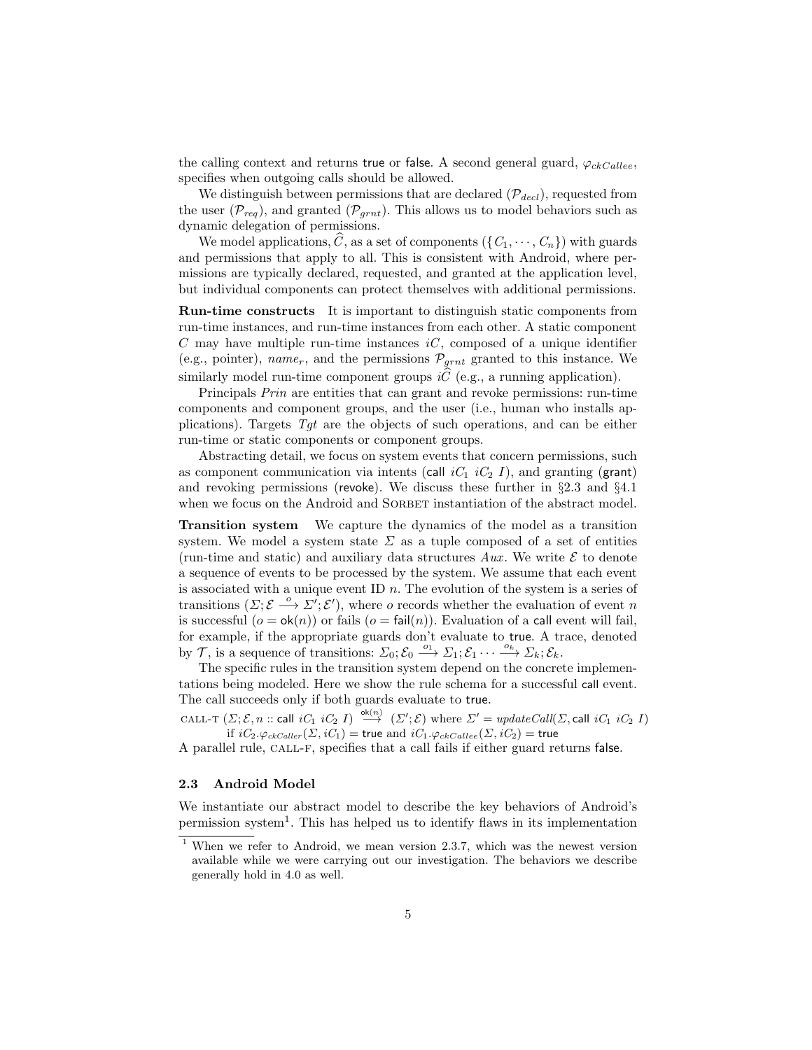the calling context and returns true or false. A second general guard, $\varphi_{ckCallee}$, specifies when outgoing calls should be allowed.

We distinguish between permissions that are declared ($\mathcal{P}_{decl}$), requested from the user ($\mathcal{P}_{req}$), and granted ($\mathcal{P}_{grnt}$). This allows us to model behaviors such as dynamic delegation of permissions.

We model applications, $\widehat{C}$, as a set of components ($\{C_1, \cdots, C_n\}$) with guards and permissions that apply to all. This is consistent with Android, where permissions are typically declared, requested, and granted at the application level, but individual components can protect themselves with additional permissions.

**Run-time constructs** It is important to distinguish static components from run-time instances, and run-time instances from each other. A static component $C$ may have multiple run-time instances $iC$, composed of a unique identifier (e.g., pointer), $name_r$, and the permissions $\mathcal{P}_{grnt}$ granted to this instance. We similarly model run-time component groups $i\widehat{C}$ (e.g., a running application).

Principals *Prin* are entities that can grant and revoke permissions: run-time components and component groups, and the user (i.e., human who installs applications). Targets *Tgt* are the objects of such operations, and can be either run-time or static components or component groups.

Abstracting detail, we focus on system events that concern permissions, such as component communication via intents ($\mathsf{call}\ iC_1\ iC_2\ I$), and granting ($\mathsf{grant}$) and revoking permissions ($\mathsf{revoke}$). We discuss these further in §2.3 and §4.1 when we focus on the Android and Sorbet instantiation of the abstract model.

**Transition system** We capture the dynamics of the model as a transition system. We model a system state $\Sigma$ as a tuple composed of a set of entities (run-time and static) and auxiliary data structures *Aux*. We write $\mathcal{E}$ to denote a sequence of events to be processed by the system. We assume that each event is associated with a unique event ID $n$. The evolution of the system is a series of transitions ($\Sigma; \mathcal{E} \xrightarrow{o} \Sigma'; \mathcal{E}'$), where $o$ records whether the evaluation of event $n$ is successful ($o = \mathsf{ok}(n)$) or fails ($o = \mathsf{fail}(n)$). Evaluation of a call event will fail, for example, if the appropriate guards don't evaluate to true. A trace, denoted by $\mathcal{T}$, is a sequence of transitions: $\Sigma_0; \mathcal{E}_0 \xrightarrow{o_1} \Sigma_1; \mathcal{E}_1 \cdots \xrightarrow{o_k} \Sigma_k; \mathcal{E}_k$.

The specific rules in the transition system depend on the concrete implementations being modeled. Here we show the rule schema for a successful call event. The call succeeds only if both guards evaluate to true.

$$\text{CALL-T}\ (\Sigma; \mathcal{E}, n :: \mathsf{call}\ iC_1\ iC_2\ I) \xrightarrow{\mathsf{ok}(n)} (\Sigma'; \mathcal{E}) \text{ where } \Sigma' = updateCall(\Sigma, \mathsf{call}\ iC_1\ iC_2\ I)$$
$$\text{if } iC_2.\varphi_{ckCaller}(\Sigma, iC_1) = \mathsf{true} \text{ and } iC_1.\varphi_{ckCallee}(\Sigma, iC_2) = \mathsf{true}$$

A parallel rule, CALL-F, specifies that a call fails if either guard returns false.

### 2.3 Android Model

We instantiate our abstract model to describe the key behaviors of Android's permission system[1]. This has helped us to identify flaws in its implementation

[1] When we refer to Android, we mean version 2.3.7, which was the newest version available while we were carrying out our investigation. The behaviors we describe generally hold in 4.0 as well.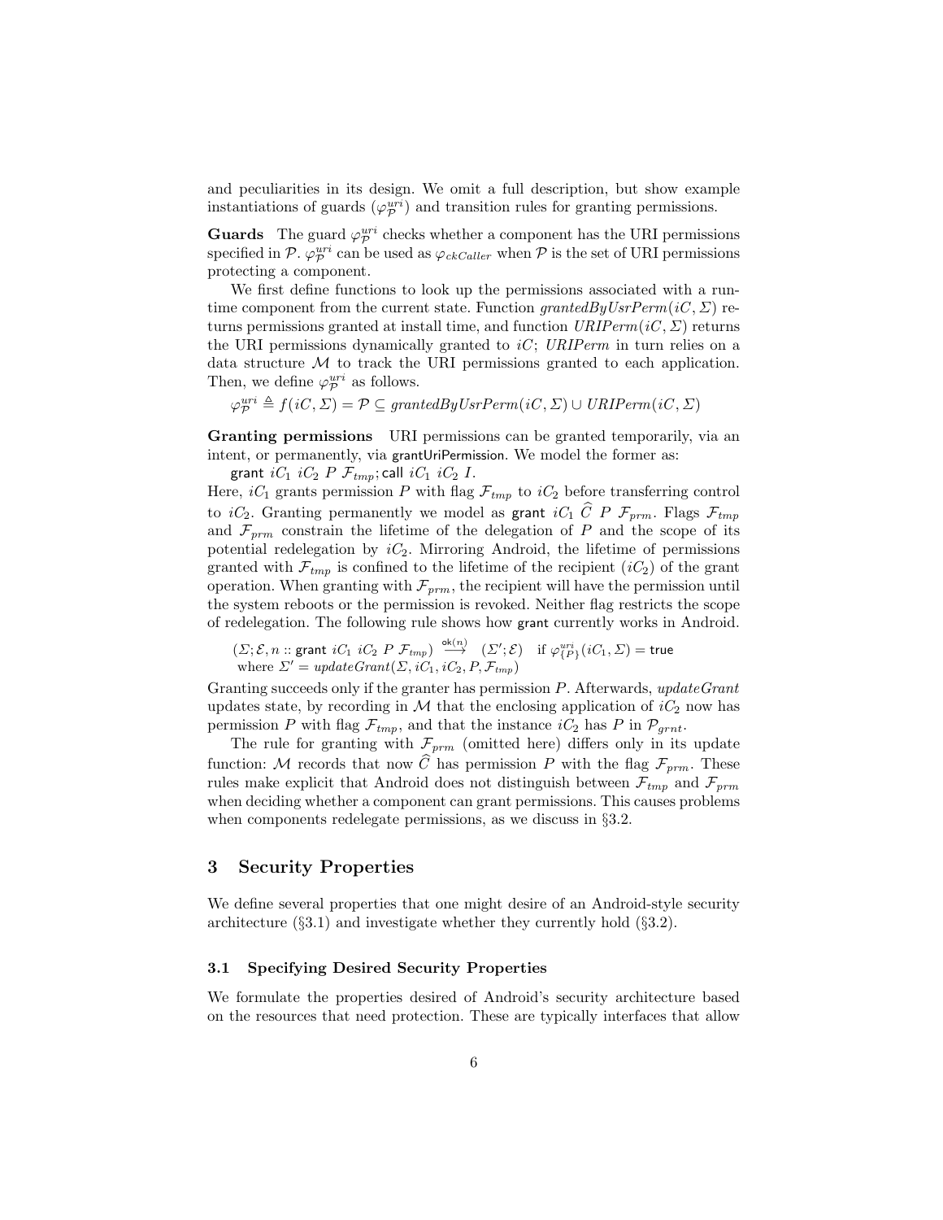and peculiarities in its design. We omit a full description, but show example instantiations of guards ($\varphi^{uri}_{\mathcal{P}}$) and transition rules for granting permissions.

**Guards** The guard $\varphi^{uri}_{\mathcal{P}}$ checks whether a component has the URI permissions specified in $\mathcal{P}$. $\varphi^{uri}_{\mathcal{P}}$ can be used as $\varphi_{ckCaller}$ when $\mathcal{P}$ is the set of URI permissions protecting a component.

We first define functions to look up the permissions associated with a runtime component from the current state. Function $grantedByUsrPerm(iC, \Sigma)$ returns permissions granted at install time, and function $URIPerm(iC, \Sigma)$ returns the URI permissions dynamically granted to $iC$; $URIPerm$ in turn relies on a data structure $\mathcal{M}$ to track the URI permissions granted to each application. Then, we define $\varphi^{uri}_{\mathcal{P}}$ as follows.

$$\varphi^{uri}_{\mathcal{P}} \triangleq f(iC, \Sigma) = \mathcal{P} \subseteq grantedByUsrPerm(iC, \Sigma) \cup URIPerm(iC, \Sigma)$$

**Granting permissions** URI permissions can be granted temporarily, via an intent, or permanently, via grantUriPermission. We model the former as:

$\mathsf{grant}\ iC_1\ iC_2\ P\ \mathcal{F}_{tmp}; \mathsf{call}\ iC_1\ iC_2\ I.$

Here, $iC_1$ grants permission $P$ with flag $\mathcal{F}_{tmp}$ to $iC_2$ before transferring control to $iC_2$. Granting permanently we model as $\mathsf{grant}\ iC_1\ \widehat{C}\ P\ \mathcal{F}_{prm}$. Flags $\mathcal{F}_{tmp}$ and $\mathcal{F}_{prm}$ constrain the lifetime of the delegation of $P$ and the scope of its potential redelegation by $iC_2$. Mirroring Android, the lifetime of permissions granted with $\mathcal{F}_{tmp}$ is confined to the lifetime of the recipient ($iC_2$) of the grant operation. When granting with $\mathcal{F}_{prm}$, the recipient will have the permission until the system reboots or the permission is revoked. Neither flag restricts the scope of redelegation. The following rule shows how grant currently works in Android.

$$(\Sigma; \mathcal{E}, n :: \mathsf{grant}\ iC_1\ iC_2\ P\ \mathcal{F}_{tmp}) \xrightarrow{\mathsf{ok}(n)} (\Sigma'; \mathcal{E}) \quad \text{if } \varphi^{uri}_{\{P\}}(iC_1, \Sigma) = \mathsf{true}$$
$$\text{where } \Sigma' = updateGrant(\Sigma, iC_1, iC_2, P, \mathcal{F}_{tmp})$$

Granting succeeds only if the granter has permission $P$. Afterwards, $updateGrant$ updates state, by recording in $\mathcal{M}$ that the enclosing application of $iC_2$ now has permission $P$ with flag $\mathcal{F}_{tmp}$, and that the instance $iC_2$ has $P$ in $\mathcal{P}_{grnt}$.

The rule for granting with $\mathcal{F}_{prm}$ (omitted here) differs only in its update function: $\mathcal{M}$ records that now $\widehat{C}$ has permission $P$ with the flag $\mathcal{F}_{prm}$. These rules make explicit that Android does not distinguish between $\mathcal{F}_{tmp}$ and $\mathcal{F}_{prm}$ when deciding whether a component can grant permissions. This causes problems when components redelegate permissions, as we discuss in §3.2.

## 3 Security Properties

We define several properties that one might desire of an Android-style security architecture (§3.1) and investigate whether they currently hold (§3.2).

### 3.1 Specifying Desired Security Properties

We formulate the properties desired of Android's security architecture based on the resources that need protection. These are typically interfaces that allow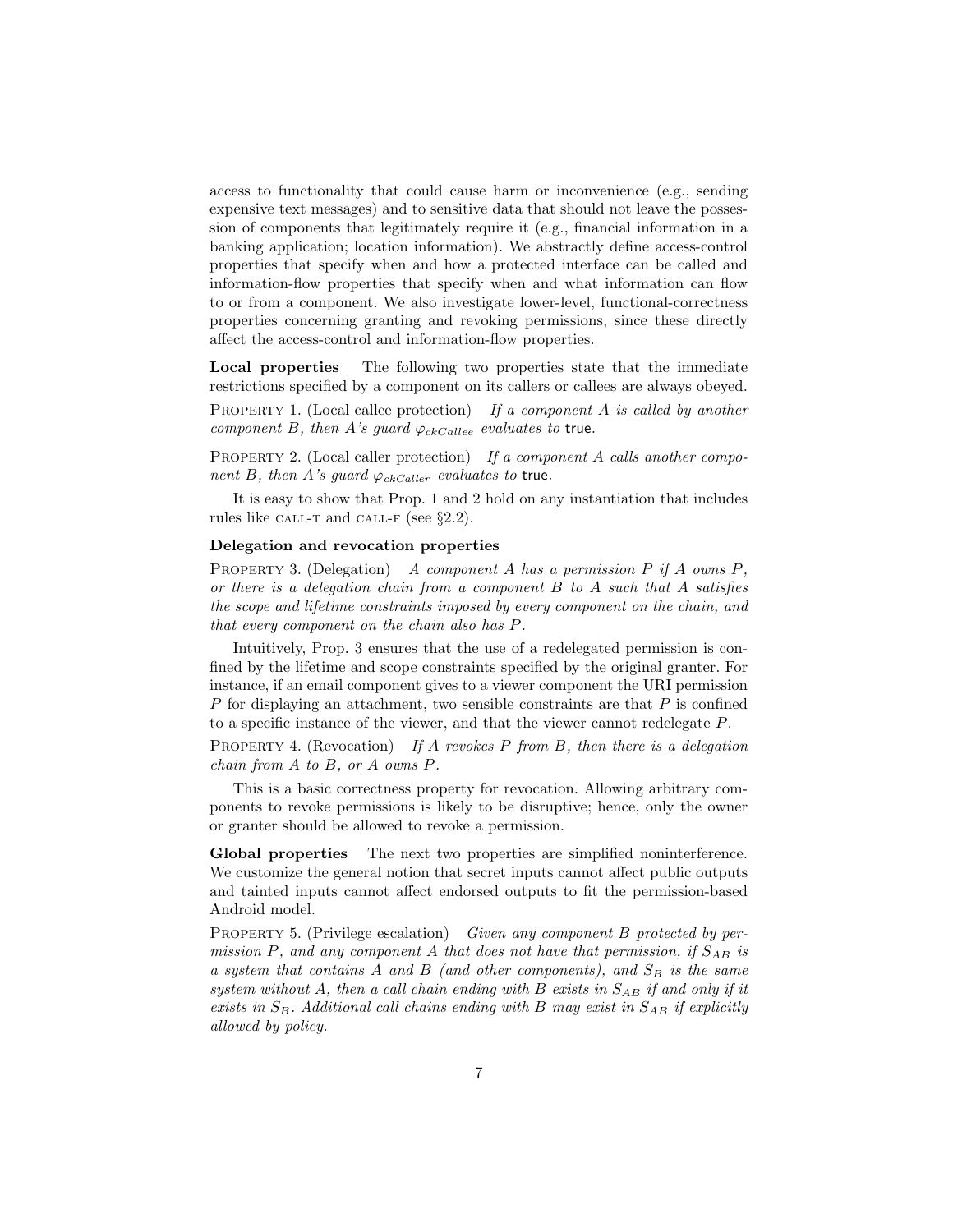access to functionality that could cause harm or inconvenience (e.g., sending expensive text messages) and to sensitive data that should not leave the possession of components that legitimately require it (e.g., financial information in a banking application; location information). We abstractly define access-control properties that specify when and how a protected interface can be called and information-flow properties that specify when and what information can flow to or from a component. We also investigate lower-level, functional-correctness properties concerning granting and revoking permissions, since these directly affect the access-control and information-flow properties.

**Local properties** The following two properties state that the immediate restrictions specified by a component on its callers or callees are always obeyed.

PROPERTY 1. (Local callee protection) *If a component A is called by another component B, then A's guard $\varphi_{ckCallee}$ evaluates to* true.

PROPERTY 2. (Local caller protection) *If a component A calls another component B, then A's guard $\varphi_{ckCaller}$ evaluates to* true.

It is easy to show that Prop. 1 and 2 hold on any instantiation that includes rules like CALL-T and CALL-F (see §2.2).

**Delegation and revocation properties**

PROPERTY 3. (Delegation) *A component A has a permission P if A owns P, or there is a delegation chain from a component B to A such that A satisfies the scope and lifetime constraints imposed by every component on the chain, and that every component on the chain also has P.*

Intuitively, Prop. 3 ensures that the use of a redelegated permission is confined by the lifetime and scope constraints specified by the original granter. For instance, if an email component gives to a viewer component the URI permission $P$ for displaying an attachment, two sensible constraints are that $P$ is confined to a specific instance of the viewer, and that the viewer cannot redelegate $P$.

PROPERTY 4. (Revocation) *If A revokes P from B, then there is a delegation chain from A to B, or A owns P.*

This is a basic correctness property for revocation. Allowing arbitrary components to revoke permissions is likely to be disruptive; hence, only the owner or granter should be allowed to revoke a permission.

**Global properties** The next two properties are simplified noninterference. We customize the general notion that secret inputs cannot affect public outputs and tainted inputs cannot affect endorsed outputs to fit the permission-based Android model.

PROPERTY 5. (Privilege escalation) *Given any component B protected by permission P, and any component A that does not have that permission, if $S_{AB}$ is a system that contains A and B (and other components), and $S_B$ is the same system without A, then a call chain ending with B exists in $S_{AB}$ if and only if it exists in $S_B$. Additional call chains ending with B may exist in $S_{AB}$ if explicitly allowed by policy.*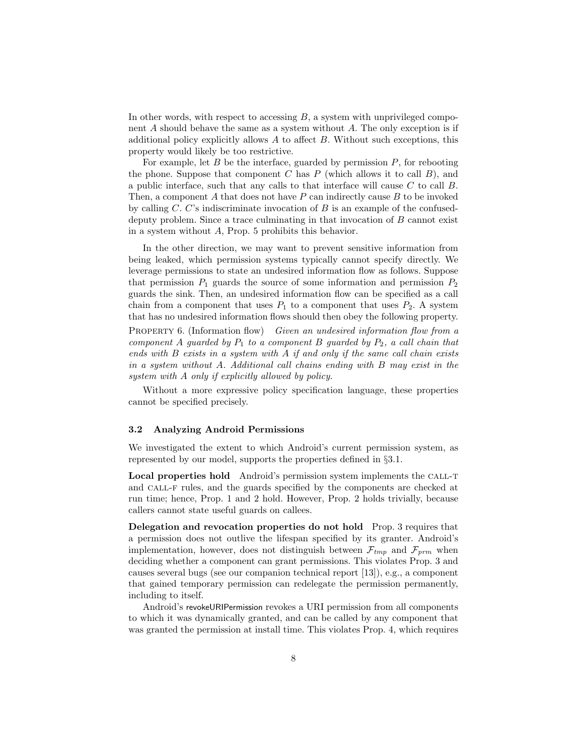In other words, with respect to accessing $B$, a system with unprivileged component $A$ should behave the same as a system without $A$. The only exception is if additional policy explicitly allows $A$ to affect $B$. Without such exceptions, this property would likely be too restrictive.

For example, let $B$ be the interface, guarded by permission $P$, for rebooting the phone. Suppose that component $C$ has $P$ (which allows it to call $B$), and a public interface, such that any calls to that interface will cause $C$ to call $B$. Then, a component $A$ that does not have $P$ can indirectly cause $B$ to be invoked by calling $C$. $C$'s indiscriminate invocation of $B$ is an example of the confused-deputy problem. Since a trace culminating in that invocation of $B$ cannot exist in a system without $A$, Prop. 5 prohibits this behavior.

In the other direction, we may want to prevent sensitive information from being leaked, which permission systems typically cannot specify directly. We leverage permissions to state an undesired information flow as follows. Suppose that permission $P_1$ guards the source of some information and permission $P_2$ guards the sink. Then, an undesired information flow can be specified as a call chain from a component that uses $P_1$ to a component that uses $P_2$. A system that has no undesired information flows should then obey the following property.

Property 6. (Information flow) *Given an undesired information flow from a component $A$ guarded by $P_1$ to a component $B$ guarded by $P_2$, a call chain that ends with $B$ exists in a system with $A$ if and only if the same call chain exists in a system without $A$. Additional call chains ending with $B$ may exist in the system with $A$ only if explicitly allowed by policy.*

Without a more expressive policy specification language, these properties cannot be specified precisely.

### 3.2 Analyzing Android Permissions

We investigated the extent to which Android's current permission system, as represented by our model, supports the properties defined in §3.1.

**Local properties hold** Android's permission system implements the call-t and call-f rules, and the guards specified by the components are checked at run time; hence, Prop. 1 and 2 hold. However, Prop. 2 holds trivially, because callers cannot state useful guards on callees.

**Delegation and revocation properties do not hold** Prop. 3 requires that a permission does not outlive the lifespan specified by its granter. Android's implementation, however, does not distinguish between $\mathcal{F}_{tmp}$ and $\mathcal{F}_{prm}$ when deciding whether a component can grant permissions. This violates Prop. 3 and causes several bugs (see our companion technical report [13]), e.g., a component that gained temporary permission can redelegate the permission permanently, including to itself.

Android's revokeURIPermission revokes a URI permission from all components to which it was dynamically granted, and can be called by any component that was granted the permission at install time. This violates Prop. 4, which requires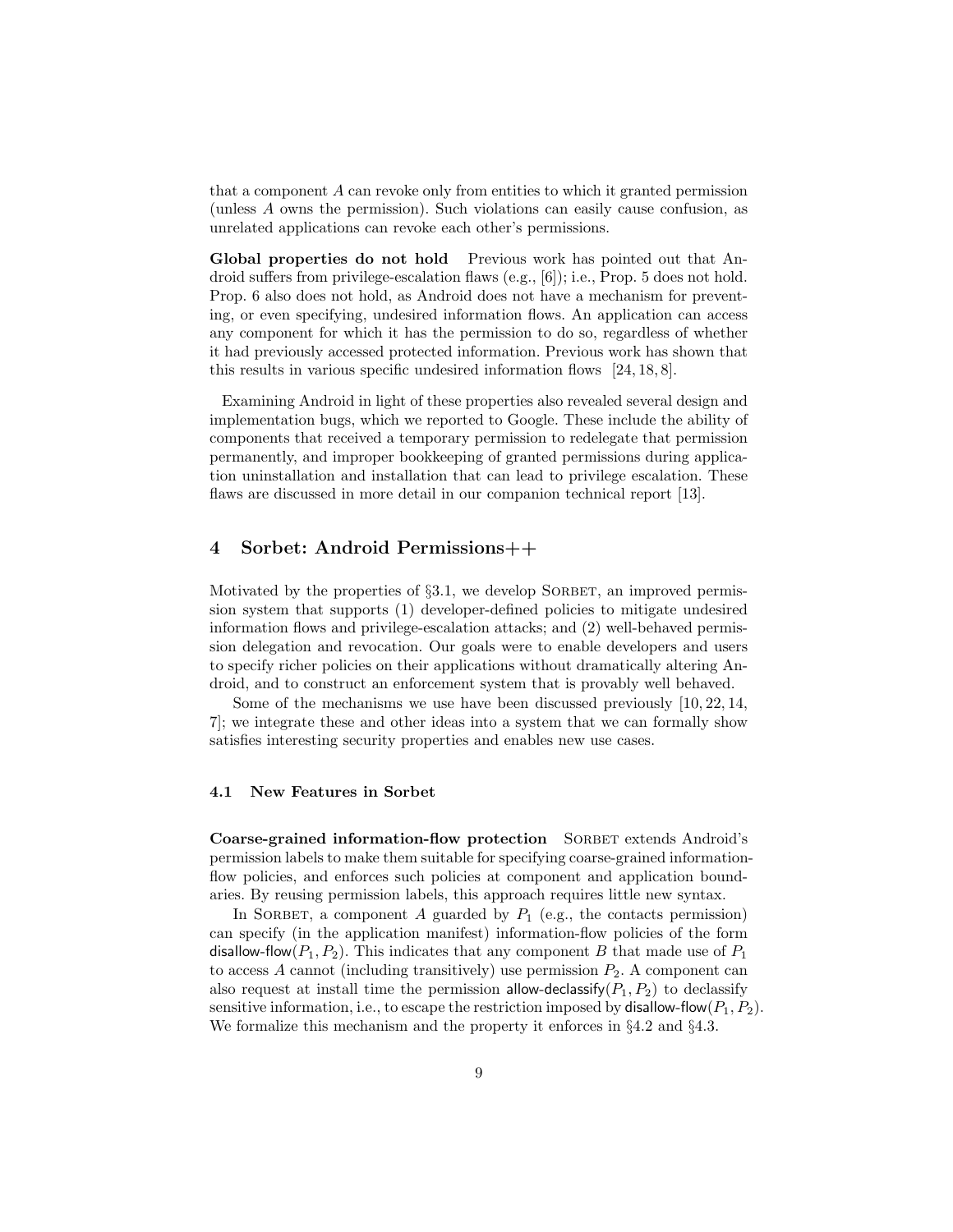that a component $A$ can revoke only from entities to which it granted permission (unless $A$ owns the permission). Such violations can easily cause confusion, as unrelated applications can revoke each other's permissions.

**Global properties do not hold** Previous work has pointed out that Android suffers from privilege-escalation flaws (e.g., [6]); i.e., Prop. 5 does not hold. Prop. 6 also does not hold, as Android does not have a mechanism for preventing, or even specifying, undesired information flows. An application can access any component for which it has the permission to do so, regardless of whether it had previously accessed protected information. Previous work has shown that this results in various specific undesired information flows [24, 18, 8].

Examining Android in light of these properties also revealed several design and implementation bugs, which we reported to Google. These include the ability of components that received a temporary permission to redelegate that permission permanently, and improper bookkeeping of granted permissions during application uninstallation and installation that can lead to privilege escalation. These flaws are discussed in more detail in our companion technical report [13].

## 4 Sorbet: Android Permissions++

Motivated by the properties of §3.1, we develop Sorbet, an improved permission system that supports (1) developer-defined policies to mitigate undesired information flows and privilege-escalation attacks; and (2) well-behaved permission delegation and revocation. Our goals were to enable developers and users to specify richer policies on their applications without dramatically altering Android, and to construct an enforcement system that is provably well behaved.

Some of the mechanisms we use have been discussed previously [10, 22, 14, 7]; we integrate these and other ideas into a system that we can formally show satisfies interesting security properties and enables new use cases.

### 4.1 New Features in Sorbet

**Coarse-grained information-flow protection** Sorbet extends Android's permission labels to make them suitable for specifying coarse-grained information-flow policies, and enforces such policies at component and application boundaries. By reusing permission labels, this approach requires little new syntax.

In Sorbet, a component $A$ guarded by $P_1$ (e.g., the contacts permission) can specify (in the application manifest) information-flow policies of the form $\mathsf{disallow\text{-}flow}(P_1, P_2)$. This indicates that any component $B$ that made use of $P_1$ to access $A$ cannot (including transitively) use permission $P_2$. A component can also request at install time the permission $\mathsf{allow\text{-}declassify}(P_1, P_2)$ to declassify sensitive information, i.e., to escape the restriction imposed by $\mathsf{disallow\text{-}flow}(P_1, P_2)$. We formalize this mechanism and the property it enforces in §4.2 and §4.3.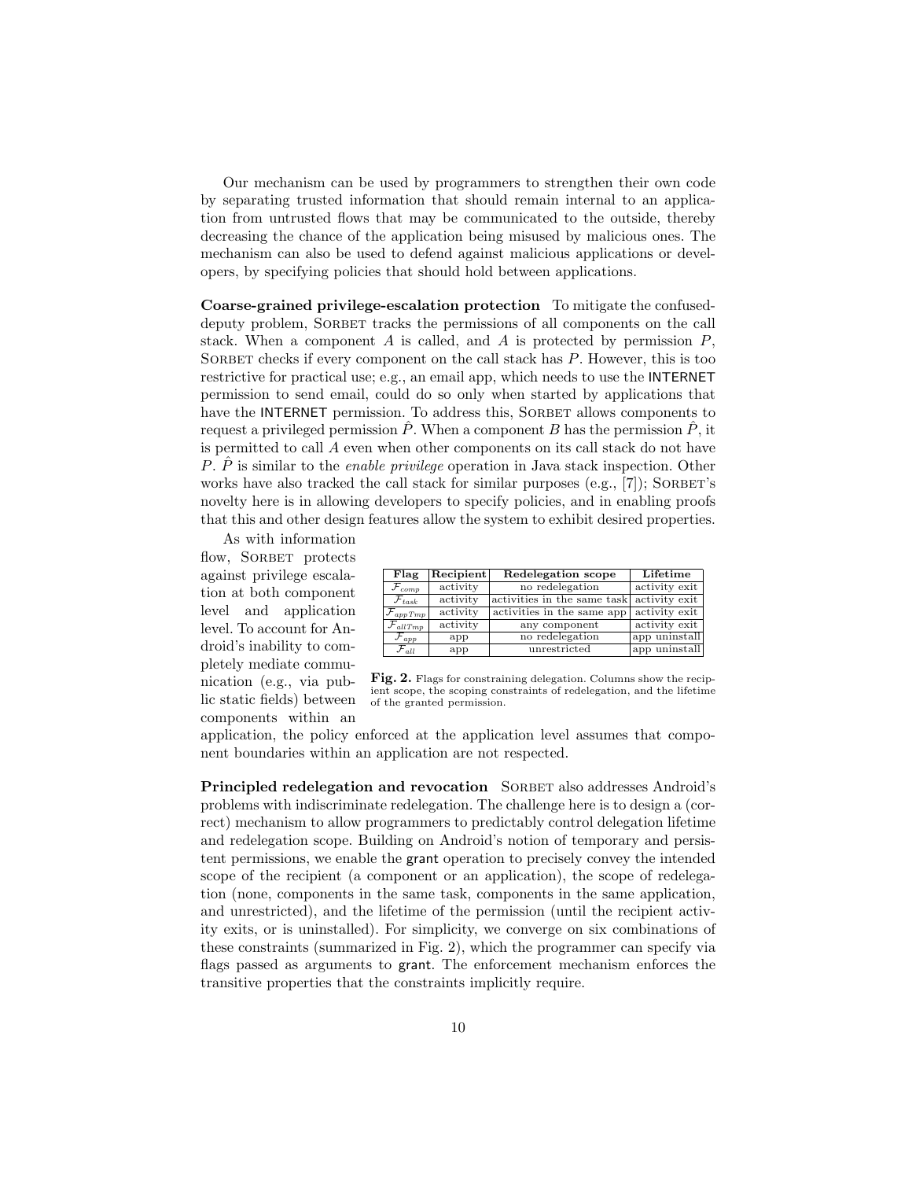Our mechanism can be used by programmers to strengthen their own code by separating trusted information that should remain internal to an application from untrusted flows that may be communicated to the outside, thereby decreasing the chance of the application being misused by malicious ones. The mechanism can also be used to defend against malicious applications or developers, by specifying policies that should hold between applications.

**Coarse-grained privilege-escalation protection** To mitigate the confused-deputy problem, Sorbet tracks the permissions of all components on the call stack. When a component $A$ is called, and $A$ is protected by permission $P$, Sorbet checks if every component on the call stack has $P$. However, this is too restrictive for practical use; e.g., an email app, which needs to use the INTERNET permission to send email, could do so only when started by applications that have the INTERNET permission. To address this, Sorbet allows components to request a privileged permission $\hat{P}$. When a component $B$ has the permission $\hat{P}$, it is permitted to call $A$ even when other components on its call stack do not have $P$. $\hat{P}$ is similar to the *enable privilege* operation in Java stack inspection. Other works have also tracked the call stack for similar purposes (e.g., [7]); Sorbet's novelty here is in allowing developers to specify policies, and in enabling proofs that this and other design features allow the system to exhibit desired properties.

As with information flow, Sorbet protects against privilege escalation at both component level and application level. To account for Android's inability to completely mediate communication (e.g., via public static fields) between components within an application, the policy enforced at the application level assumes that component boundaries within an application are not respected.

| Flag | Recipient | Redelegation scope | Lifetime |
|---|---|---|---|
| $\mathcal{F}_{comp}$ | activity | no redelegation | activity exit |
| $\mathcal{F}_{task}$ | activity | activities in the same task | activity exit |
| $\mathcal{F}_{appTmp}$ | activity | activities in the same app | activity exit |
| $\mathcal{F}_{allTmp}$ | activity | any component | activity exit |
| $\mathcal{F}_{app}$ | app | no redelegation | app uninstall |
| $\mathcal{F}_{all}$ | app | unrestricted | app uninstall |

**Fig. 2.** Flags for constraining delegation. Columns show the recipient scope, the scoping constraints of redelegation, and the lifetime of the granted permission.

**Principled redelegation and revocation** Sorbet also addresses Android's problems with indiscriminate redelegation. The challenge here is to design a (correct) mechanism to allow programmers to predictably control delegation lifetime and redelegation scope. Building on Android's notion of temporary and persistent permissions, we enable the grant operation to precisely convey the intended scope of the recipient (a component or an application), the scope of redelegation (none, components in the same task, components in the same application, and unrestricted), and the lifetime of the permission (until the recipient activity exits, or is uninstalled). For simplicity, we converge on six combinations of these constraints (summarized in Fig. 2), which the programmer can specify via flags passed as arguments to grant. The enforcement mechanism enforces the transitive properties that the constraints implicitly require.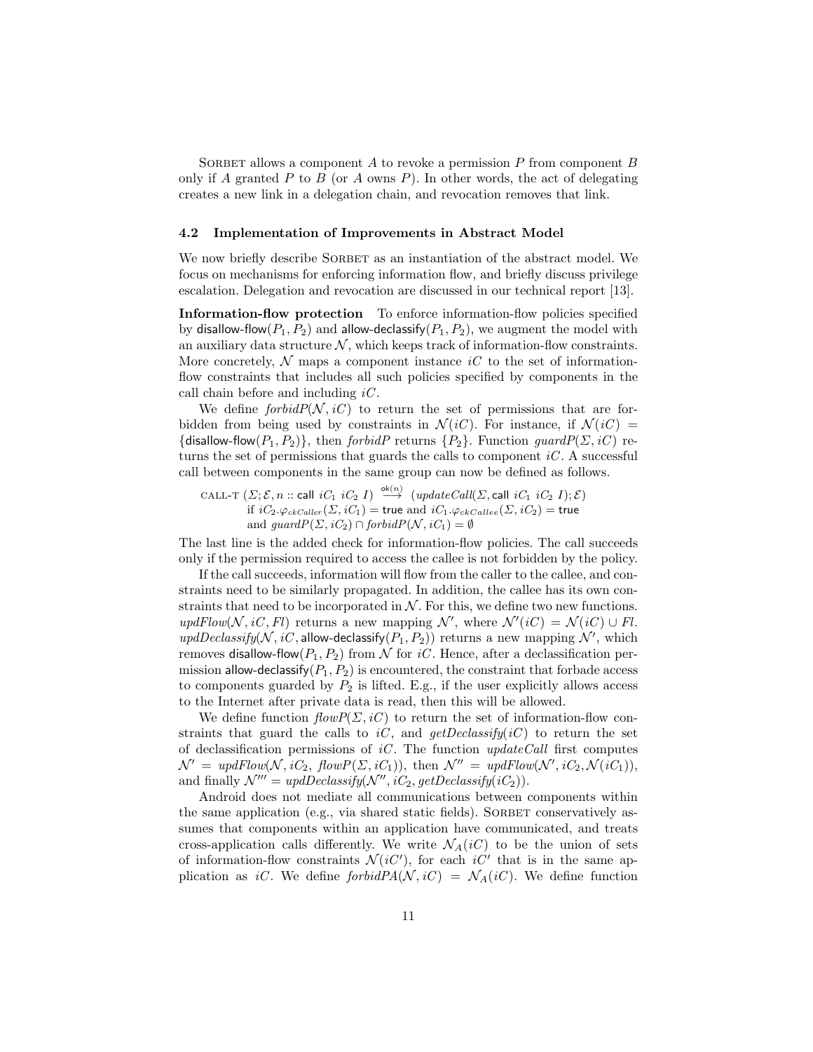Sorbet allows a component $A$ to revoke a permission $P$ from component $B$ only if $A$ granted $P$ to $B$ (or $A$ owns $P$). In other words, the act of delegating creates a new link in a delegation chain, and revocation removes that link.

### 4.2 Implementation of Improvements in Abstract Model

We now briefly describe Sorbet as an instantiation of the abstract model. We focus on mechanisms for enforcing information flow, and briefly discuss privilege escalation. Delegation and revocation are discussed in our technical report [13].

**Information-flow protection** To enforce information-flow policies specified by $\mathsf{disallow\text{-}flow}(P_1, P_2)$ and $\mathsf{allow\text{-}declassify}(P_1, P_2)$, we augment the model with an auxiliary data structure $\mathcal{N}$, which keeps track of information-flow constraints. More concretely, $\mathcal{N}$ maps a component instance $iC$ to the set of information-flow constraints that includes all such policies specified by components in the call chain before and including $iC$.

We define $\mathit{forbidP}(\mathcal{N}, iC)$ to return the set of permissions that are forbidden from being used by constraints in $\mathcal{N}(iC)$. For instance, if $\mathcal{N}(iC) = \{\mathsf{disallow\text{-}flow}(P_1, P_2)\}$, then $\mathit{forbidP}$ returns $\{P_2\}$. Function $\mathit{guardP}(\Sigma, iC)$ returns the set of permissions that guards the calls to component $iC$. A successful call between components in the same group can now be defined as follows.

$$
\begin{array}{l}
\text{CALL-T } (\Sigma; \mathcal{E}, n :: \mathsf{call}\ iC_1\ iC_2\ I) \xrightarrow{\mathsf{ok}(n)} (\mathit{updateCall}(\Sigma, \mathsf{call}\ iC_1\ iC_2\ I); \mathcal{E}) \\
\qquad \text{if } iC_2.\varphi_{ckCaller}(\Sigma, iC_1) = \mathsf{true} \text{ and } iC_1.\varphi_{ckCallee}(\Sigma, iC_2) = \mathsf{true} \\
\qquad \text{and } \mathit{guardP}(\Sigma, iC_2) \cap \mathit{forbidP}(\mathcal{N}, iC_1) = \emptyset
\end{array}
$$

The last line is the added check for information-flow policies. The call succeeds only if the permission required to access the callee is not forbidden by the policy.

If the call succeeds, information will flow from the caller to the callee, and constraints need to be similarly propagated. In addition, the callee has its own constraints that need to be incorporated in $\mathcal{N}$. For this, we define two new functions. $\mathit{updFlow}(\mathcal{N}, iC, Fl)$ returns a new mapping $\mathcal{N}'$, where $\mathcal{N}'(iC) = \mathcal{N}(iC) \cup Fl$. $\mathit{updDeclassify}(\mathcal{N}, iC, \mathsf{allow\text{-}declassify}(P_1, P_2))$ returns a new mapping $\mathcal{N}'$, which removes $\mathsf{disallow\text{-}flow}(P_1, P_2)$ from $\mathcal{N}$ for $iC$. Hence, after a declassification permission $\mathsf{allow\text{-}declassify}(P_1, P_2)$ is encountered, the constraint that forbade access to components guarded by $P_2$ is lifted. E.g., if the user explicitly allows access to the Internet after private data is read, then this will be allowed.

We define function $\mathit{flowP}(\Sigma, iC)$ to return the set of information-flow constraints that guard the calls to $iC$, and $\mathit{getDeclassify}(iC)$ to return the set of declassification permissions of $iC$. The function $\mathit{updateCall}$ first computes $\mathcal{N}' = \mathit{updFlow}(\mathcal{N}, iC_2, \mathit{flowP}(\Sigma, iC_1))$, then $\mathcal{N}'' = \mathit{updFlow}(\mathcal{N}', iC_2, \mathcal{N}(iC_1))$, and finally $\mathcal{N}''' = \mathit{updDeclassify}(\mathcal{N}'', iC_2, \mathit{getDeclassify}(iC_2))$.

Android does not mediate all communications between components within the same application (e.g., via shared static fields). Sorbet conservatively assumes that components within an application have communicated, and treats cross-application calls differently. We write $\mathcal{N}_A(iC)$ to be the union of sets of information-flow constraints $\mathcal{N}(iC')$, for each $iC'$ that is in the same application as $iC$. We define $\mathit{forbidPA}(\mathcal{N}, iC) = \mathcal{N}_A(iC)$. We define function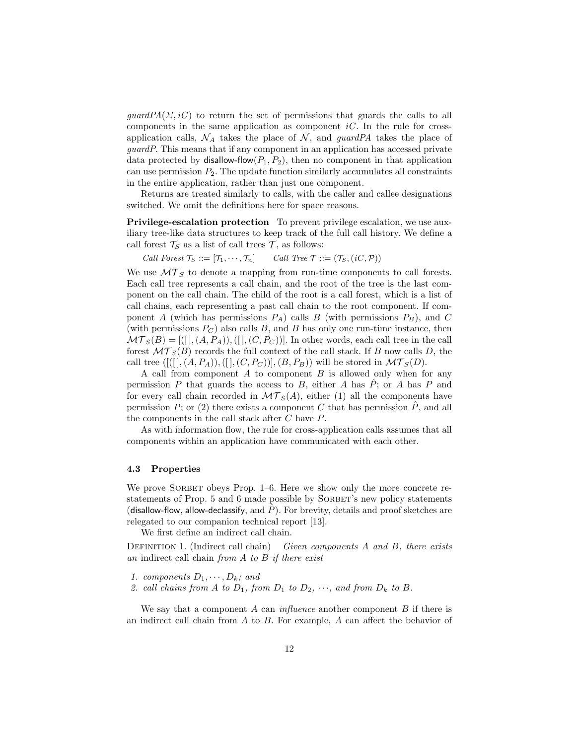*guardPA*$(\Sigma, iC)$ to return the set of permissions that guards the calls to all components in the same application as component $iC$. In the rule for cross-application calls, $\mathcal{N}_A$ takes the place of $\mathcal{N}$, and *guardPA* takes the place of *guardP*. This means that if any component in an application has accessed private data protected by disallow-flow$(P_1, P_2)$, then no component in that application can use permission $P_2$. The update function similarly accumulates all constraints in the entire application, rather than just one component.

Returns are treated similarly to calls, with the caller and callee designations switched. We omit the definitions here for space reasons.

**Privilege-escalation protection** To prevent privilege escalation, we use auxiliary tree-like data structures to keep track of the full call history. We define a call forest $\mathcal{T}_S$ as a list of call trees $\mathcal{T}$, as follows:

*Call Forest* $\mathcal{T}_S ::= [\mathcal{T}_1, \cdots, \mathcal{T}_n]$ *Call Tree* $\mathcal{T} ::= (\mathcal{T}_S, (iC, \mathcal{P}))$

We use $\mathcal{MT}_S$ to denote a mapping from run-time components to call forests. Each call tree represents a call chain, and the root of the tree is the last component on the call chain. The child of the root is a call forest, which is a list of call chains, each representing a past call chain to the root component. If component $A$ (which has permissions $P_A$) calls $B$ (with permissions $P_B$), and $C$ (with permissions $P_C$) also calls $B$, and $B$ has only one run-time instance, then $\mathcal{MT}_S(B) = [([\,], (A, P_A)), ([\,], (C, P_C))]$. In other words, each call tree in the call forest $\mathcal{MT}_S(B)$ records the full context of the call stack. If $B$ now calls $D$, the call tree $([([\,], (A, P_A)), ([\,], (C, P_C))], (B, P_B))$ will be stored in $\mathcal{MT}_S(D)$.

A call from component $A$ to component $B$ is allowed only when for any permission $P$ that guards the access to $B$, either $A$ has $\hat{P}$; or $A$ has $P$ and for every call chain recorded in $\mathcal{MT}_S(A)$, either (1) all the components have permission $P$; or (2) there exists a component $C$ that has permission $\hat{P}$, and all the components in the call stack after $C$ have $P$.

As with information flow, the rule for cross-application calls assumes that all components within an application have communicated with each other.

### 4.3 Properties

We prove Sorbet obeys Prop. 1–6. Here we show only the more concrete restatements of Prop. 5 and 6 made possible by Sorbet's new policy statements (disallow-flow, allow-declassify, and $\hat{P}$). For brevity, details and proof sketches are relegated to our companion technical report [13].

We first define an indirect call chain.

Definition 1. (Indirect call chain) *Given components $A$ and $B$, there exists an* indirect call chain *from $A$ to $B$ if there exist*

1. *components $D_1, \cdots, D_k$; and*
2. *call chains from $A$ to $D_1$, from $D_1$ to $D_2$, $\cdots$, and from $D_k$ to $B$.*

We say that a component $A$ can *influence* another component $B$ if there is an indirect call chain from $A$ to $B$. For example, $A$ can affect the behavior of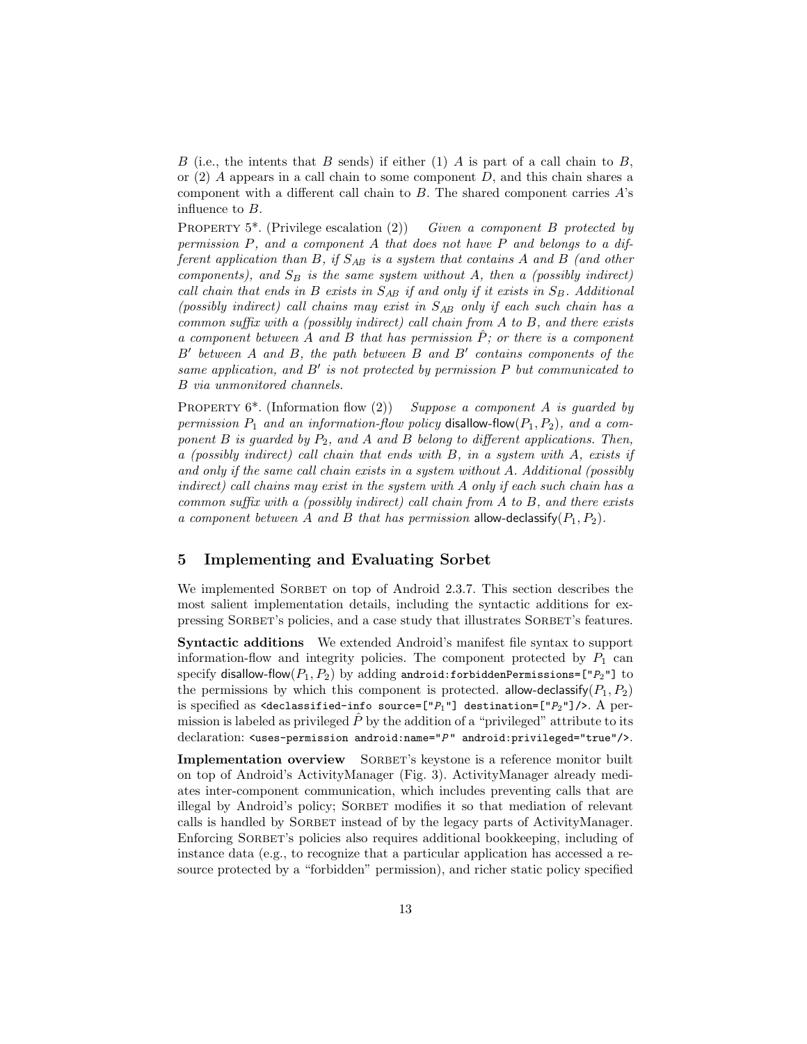$B$ (i.e., the intents that $B$ sends) if either (1) $A$ is part of a call chain to $B$, or (2) $A$ appears in a call chain to some component $D$, and this chain shares a component with a different call chain to $B$. The shared component carries $A$'s influence to $B$.

Property 5*. (Privilege escalation (2)) *Given a component $B$ protected by permission $P$, and a component $A$ that does not have $P$ and belongs to a different application than $B$, if $S_{AB}$ is a system that contains $A$ and $B$ (and other components), and $S_B$ is the same system without $A$, then a (possibly indirect) call chain that ends in $B$ exists in $S_{AB}$ if and only if it exists in $S_B$. Additional (possibly indirect) call chains may exist in $S_{AB}$ only if each such chain has a common suffix with a (possibly indirect) call chain from $A$ to $B$, and there exists a component between $A$ and $B$ that has permission $\hat{P}$; or there is a component $B'$ between $A$ and $B$, the path between $B$ and $B'$ contains components of the same application, and $B'$ is not protected by permission $P$ but communicated to $B$ via unmonitored channels.*

Property 6*. (Information flow (2)) *Suppose a component $A$ is guarded by permission $P_1$ and an information-flow policy* disallow-flow$(P_1, P_2)$*, and a component $B$ is guarded by $P_2$, and $A$ and $B$ belong to different applications. Then, a (possibly indirect) call chain that ends with $B$, in a system with $A$, exists if and only if the same call chain exists in a system without $A$. Additional (possibly indirect) call chains may exist in the system with $A$ only if each such chain has a common suffix with a (possibly indirect) call chain from $A$ to $B$, and there exists a component between $A$ and $B$ that has permission* allow-declassify$(P_1, P_2)$.

## 5 Implementing and Evaluating Sorbet

We implemented Sorbet on top of Android 2.3.7. This section describes the most salient implementation details, including the syntactic additions for expressing Sorbet's policies, and a case study that illustrates Sorbet's features.

**Syntactic additions** We extended Android's manifest file syntax to support information-flow and integrity policies. The component protected by $P_1$ can specify disallow-flow$(P_1, P_2)$ by adding `android:forbiddenPermissions=["P2"]` to the permissions by which this component is protected. allow-declassify$(P_1, P_2)$ is specified as `<declassified-info source=["P1"] destination=["P2"]/>`. A permission is labeled as privileged $\hat{P}$ by the addition of a "privileged" attribute to its declaration: `<uses-permission android:name="P" android:privileged="true"/>`.

**Implementation overview** Sorbet's keystone is a reference monitor built on top of Android's ActivityManager (Fig. 3). ActivityManager already mediates inter-component communication, which includes preventing calls that are illegal by Android's policy; Sorbet modifies it so that mediation of relevant calls is handled by Sorbet instead of by the legacy parts of ActivityManager. Enforcing Sorbet's policies also requires additional bookkeeping, including of instance data (e.g., to recognize that a particular application has accessed a resource protected by a "forbidden" permission), and richer static policy specified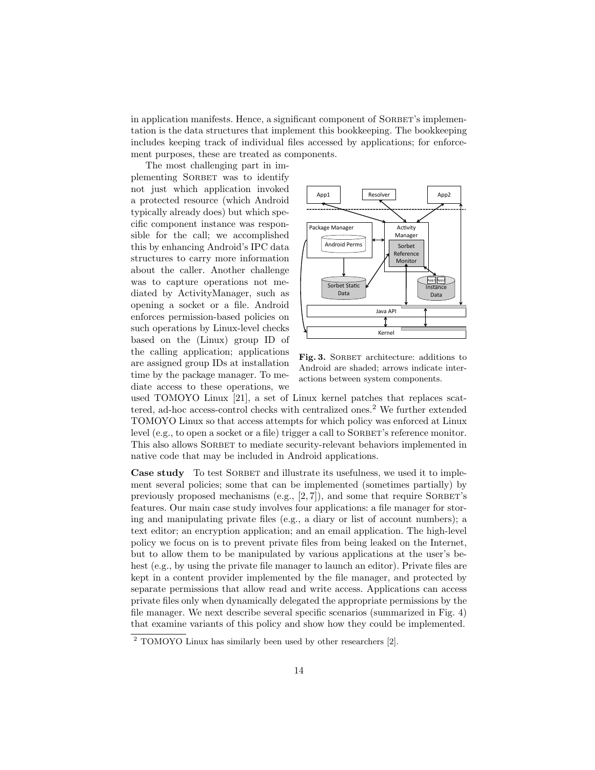in application manifests. Hence, a significant component of SORBET's implementation is the data structures that implement this bookkeeping. The bookkeeping includes keeping track of individual files accessed by applications; for enforcement purposes, these are treated as components.

The most challenging part in implementing SORBET was to identify not just which application invoked a protected resource (which Android typically already does) but which specific component instance was responsible for the call; we accomplished this by enhancing Android's IPC data structures to carry more information about the caller. Another challenge was to capture operations not mediated by ActivityManager, such as opening a socket or a file. Android enforces permission-based policies on such operations by Linux-level checks based on the (Linux) group ID of the calling application; applications are assigned group IDs at installation time by the package manager. To mediate access to these operations, we used TOMOYO Linux [21], a set of Linux kernel patches that replaces scattered, ad-hoc access-control checks with centralized ones.[2] We further extended TOMOYO Linux so that access attempts for which policy was enforced at Linux level (e.g., to open a socket or a file) trigger a call to SORBET's reference monitor. This also allows SORBET to mediate security-relevant behaviors implemented in native code that may be included in Android applications.

**Fig. 3.** SORBET architecture: additions to Android are shaded; arrows indicate interactions between system components.

**Case study** To test SORBET and illustrate its usefulness, we used it to implement several policies; some that can be implemented (sometimes partially) by previously proposed mechanisms (e.g., [2, 7]), and some that require SORBET's features. Our main case study involves four applications: a file manager for storing and manipulating private files (e.g., a diary or list of account numbers); a text editor; an encryption application; and an email application. The high-level policy we focus on is to prevent private files from being leaked on the Internet, but to allow them to be manipulated by various applications at the user's behest (e.g., by using the private file manager to launch an editor). Private files are kept in a content provider implemented by the file manager, and protected by separate permissions that allow read and write access. Applications can access private files only when dynamically delegated the appropriate permissions by the file manager. We next describe several specific scenarios (summarized in Fig. 4) that examine variants of this policy and show how they could be implemented.

[2] TOMOYO Linux has similarly been used by other researchers [2].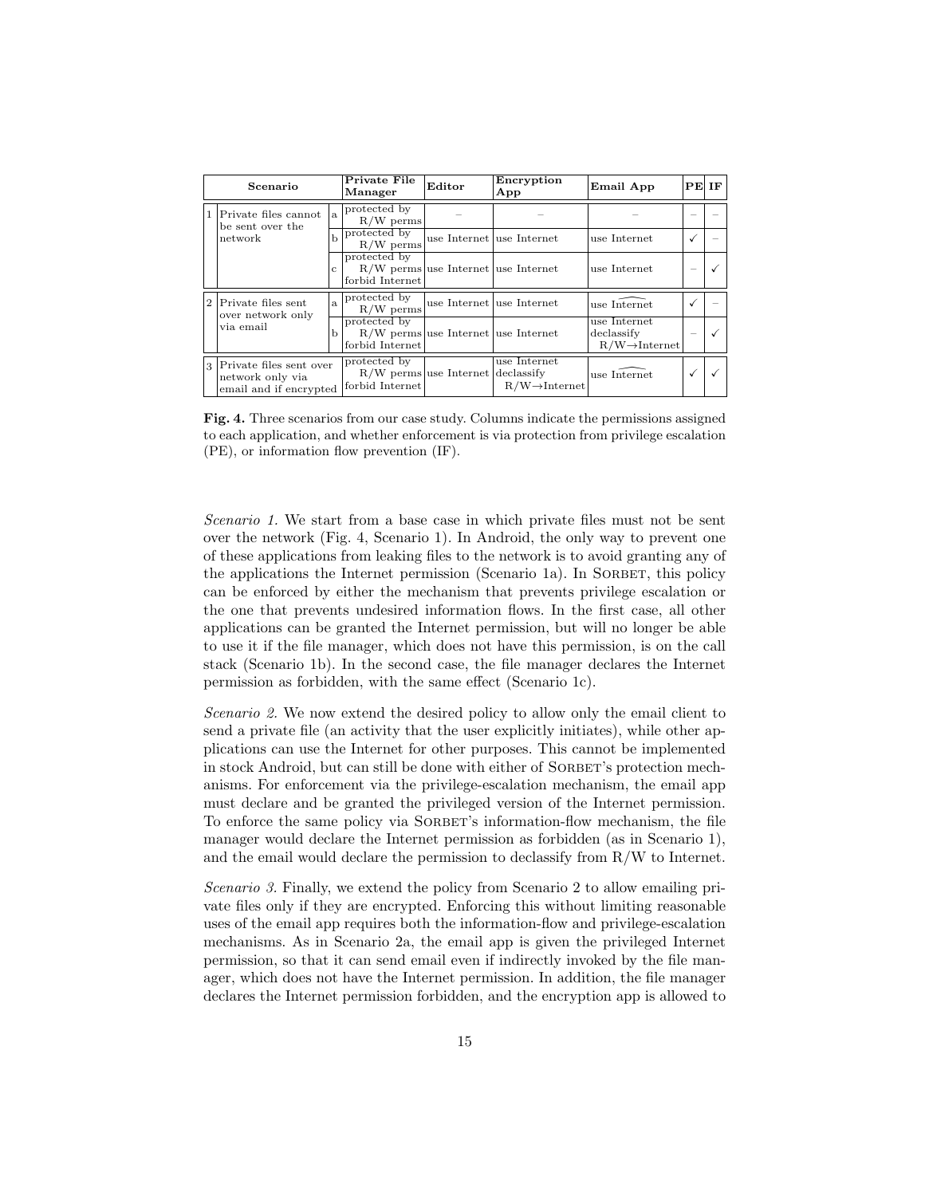| Scenario | | | Private File Manager | Editor | Encryption App | Email App | PE | IF |
|---|---|---|---|---|---|---|---|---|
| 1 | Private files cannot be sent over the network | a | protected by R/W perms | – | – | – | – | – |
| | | b | protected by R/W perms | use Internet | use Internet | use Internet | ✓ | – |
| | | c | protected by R/W perms forbid Internet | use Internet | use Internet | use Internet | – | ✓ |
| 2 | Private files sent over network only via email | a | protected by R/W perms | use Internet | use Internet | use $\widehat{\text{Internet}}$ | ✓ | – |
| | | b | protected by R/W perms forbid Internet | use Internet | use Internet | use Internet declassify R/W→Internet | – | ✓ |
| 3 | Private files sent over network only via email and if encrypted | | protected by R/W perms forbid Internet | use Internet | use Internet declassify R/W→Internet | use $\widehat{\text{Internet}}$ | ✓ | ✓ |

**Fig. 4.** Three scenarios from our case study. Columns indicate the permissions assigned to each application, and whether enforcement is via protection from privilege escalation (PE), or information flow prevention (IF).

*Scenario 1.* We start from a base case in which private files must not be sent over the network (Fig. 4, Scenario 1). In Android, the only way to prevent one of these applications from leaking files to the network is to avoid granting any of the applications the Internet permission (Scenario 1a). In SORBET, this policy can be enforced by either the mechanism that prevents privilege escalation or the one that prevents undesired information flows. In the first case, all other applications can be granted the Internet permission, but will no longer be able to use it if the file manager, which does not have this permission, is on the call stack (Scenario 1b). In the second case, the file manager declares the Internet permission as forbidden, with the same effect (Scenario 1c).

*Scenario 2.* We now extend the desired policy to allow only the email client to send a private file (an activity that the user explicitly initiates), while other applications can use the Internet for other purposes. This cannot be implemented in stock Android, but can still be done with either of SORBET's protection mechanisms. For enforcement via the privilege-escalation mechanism, the email app must declare and be granted the privileged version of the Internet permission. To enforce the same policy via SORBET's information-flow mechanism, the file manager would declare the Internet permission as forbidden (as in Scenario 1), and the email would declare the permission to declassify from R/W to Internet.

*Scenario 3.* Finally, we extend the policy from Scenario 2 to allow emailing private files only if they are encrypted. Enforcing this without limiting reasonable uses of the email app requires both the information-flow and privilege-escalation mechanisms. As in Scenario 2a, the email app is given the privileged Internet permission, so that it can send email even if indirectly invoked by the file manager, which does not have the Internet permission. In addition, the file manager declares the Internet permission forbidden, and the encryption app is allowed to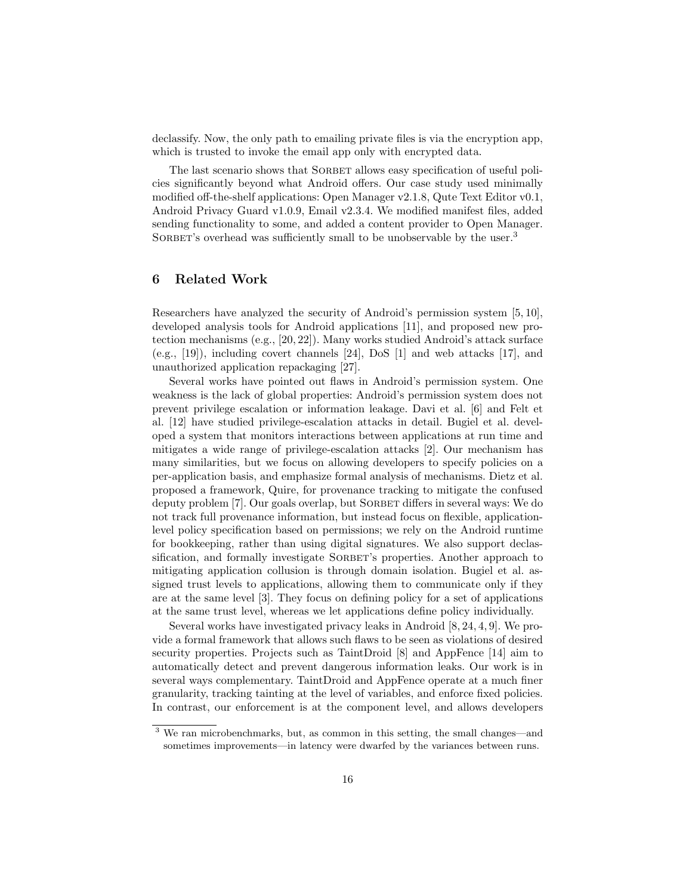declassify. Now, the only path to emailing private files is via the encryption app, which is trusted to invoke the email app only with encrypted data.

The last scenario shows that SORBET allows easy specification of useful policies significantly beyond what Android offers. Our case study used minimally modified off-the-shelf applications: Open Manager v2.1.8, Qute Text Editor v0.1, Android Privacy Guard v1.0.9, Email v2.3.4. We modified manifest files, added sending functionality to some, and added a content provider to Open Manager. SORBET's overhead was sufficiently small to be unobservable by the user.[3]

## 6 Related Work

Researchers have analyzed the security of Android's permission system [5, 10], developed analysis tools for Android applications [11], and proposed new protection mechanisms (e.g., [20, 22]). Many works studied Android's attack surface (e.g., [19]), including covert channels [24], DoS [1] and web attacks [17], and unauthorized application repackaging [27].

Several works have pointed out flaws in Android's permission system. One weakness is the lack of global properties: Android's permission system does not prevent privilege escalation or information leakage. Davi et al. [6] and Felt et al. [12] have studied privilege-escalation attacks in detail. Bugiel et al. developed a system that monitors interactions between applications at run time and mitigates a wide range of privilege-escalation attacks [2]. Our mechanism has many similarities, but we focus on allowing developers to specify policies on a per-application basis, and emphasize formal analysis of mechanisms. Dietz et al. proposed a framework, Quire, for provenance tracking to mitigate the confused deputy problem [7]. Our goals overlap, but SORBET differs in several ways: We do not track full provenance information, but instead focus on flexible, application-level policy specification based on permissions; we rely on the Android runtime for bookkeeping, rather than using digital signatures. We also support declassification, and formally investigate SORBET's properties. Another approach to mitigating application collusion is through domain isolation. Bugiel et al. assigned trust levels to applications, allowing them to communicate only if they are at the same level [3]. They focus on defining policy for a set of applications at the same trust level, whereas we let applications define policy individually.

Several works have investigated privacy leaks in Android [8, 24, 4, 9]. We provide a formal framework that allows such flaws to be seen as violations of desired security properties. Projects such as TaintDroid [8] and AppFence [14] aim to automatically detect and prevent dangerous information leaks. Our work is in several ways complementary. TaintDroid and AppFence operate at a much finer granularity, tracking tainting at the level of variables, and enforce fixed policies. In contrast, our enforcement is at the component level, and allows developers

[3] We ran microbenchmarks, but, as common in this setting, the small changes—and sometimes improvements—in latency were dwarfed by the variances between runs.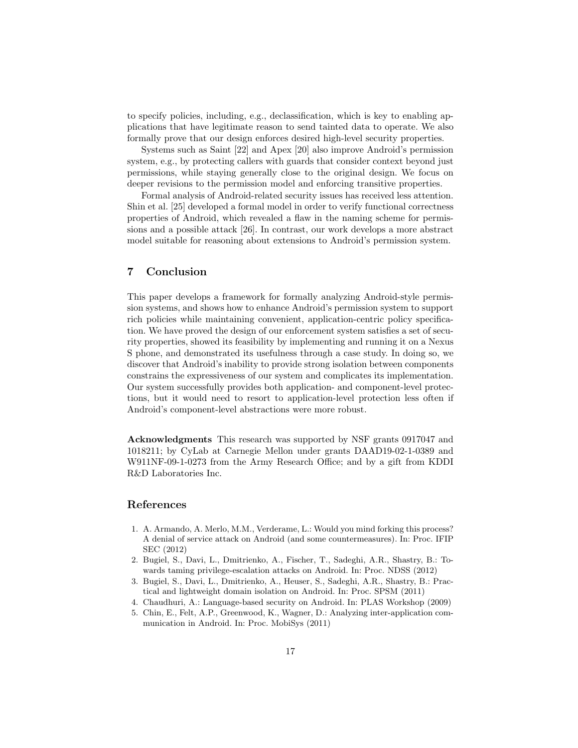to specify policies, including, e.g., declassification, which is key to enabling applications that have legitimate reason to send tainted data to operate. We also formally prove that our design enforces desired high-level security properties.

Systems such as Saint [22] and Apex [20] also improve Android's permission system, e.g., by protecting callers with guards that consider context beyond just permissions, while staying generally close to the original design. We focus on deeper revisions to the permission model and enforcing transitive properties.

Formal analysis of Android-related security issues has received less attention. Shin et al. [25] developed a formal model in order to verify functional correctness properties of Android, which revealed a flaw in the naming scheme for permissions and a possible attack [26]. In contrast, our work develops a more abstract model suitable for reasoning about extensions to Android's permission system.

## 7 Conclusion

This paper develops a framework for formally analyzing Android-style permission systems, and shows how to enhance Android's permission system to support rich policies while maintaining convenient, application-centric policy specification. We have proved the design of our enforcement system satisfies a set of security properties, showed its feasibility by implementing and running it on a Nexus S phone, and demonstrated its usefulness through a case study. In doing so, we discover that Android's inability to provide strong isolation between components constrains the expressiveness of our system and complicates its implementation. Our system successfully provides both application- and component-level protections, but it would need to resort to application-level protection less often if Android's component-level abstractions were more robust.

**Acknowledgments** This research was supported by NSF grants 0917047 and 1018211; by CyLab at Carnegie Mellon under grants DAAD19-02-1-0389 and W911NF-09-1-0273 from the Army Research Office; and by a gift from KDDI R&D Laboratories Inc.

## References

1. A. Armando, A. Merlo, M.M., Verderame, L.: Would you mind forking this process? A denial of service attack on Android (and some countermeasures). In: Proc. IFIP SEC (2012)
2. Bugiel, S., Davi, L., Dmitrienko, A., Fischer, T., Sadeghi, A.R., Shastry, B.: Towards taming privilege-escalation attacks on Android. In: Proc. NDSS (2012)
3. Bugiel, S., Davi, L., Dmitrienko, A., Heuser, S., Sadeghi, A.R., Shastry, B.: Practical and lightweight domain isolation on Android. In: Proc. SPSM (2011)
4. Chaudhuri, A.: Language-based security on Android. In: PLAS Workshop (2009)
5. Chin, E., Felt, A.P., Greenwood, K., Wagner, D.: Analyzing inter-application communication in Android. In: Proc. MobiSys (2011)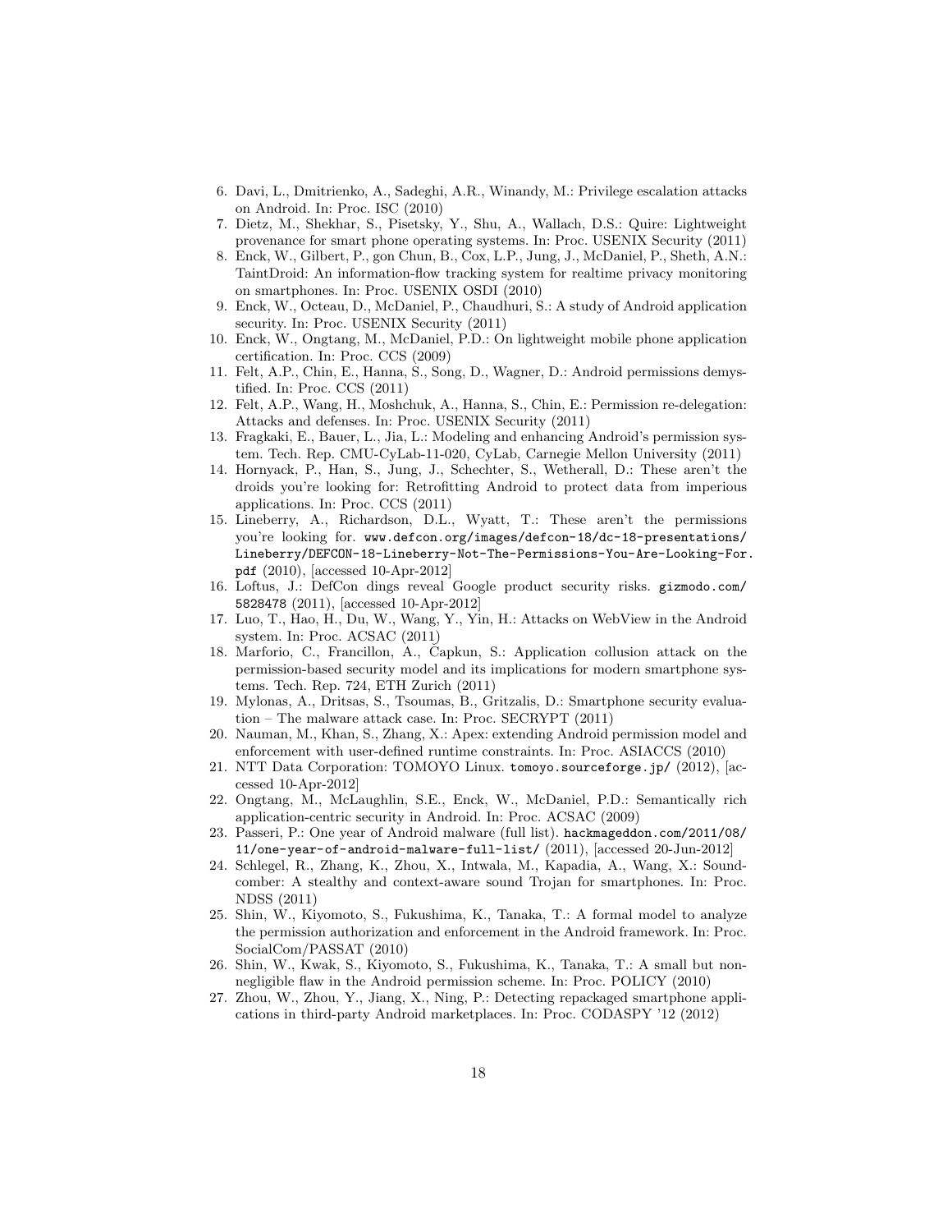6. Davi, L., Dmitrienko, A., Sadeghi, A.R., Winandy, M.: Privilege escalation attacks on Android. In: Proc. ISC (2010)
7. Dietz, M., Shekhar, S., Pisetsky, Y., Shu, A., Wallach, D.S.: Quire: Lightweight provenance for smart phone operating systems. In: Proc. USENIX Security (2011)
8. Enck, W., Gilbert, P., gon Chun, B., Cox, L.P., Jung, J., McDaniel, P., Sheth, A.N.: TaintDroid: An information-flow tracking system for realtime privacy monitoring on smartphones. In: Proc. USENIX OSDI (2010)
9. Enck, W., Octeau, D., McDaniel, P., Chaudhuri, S.: A study of Android application security. In: Proc. USENIX Security (2011)
10. Enck, W., Ongtang, M., McDaniel, P.D.: On lightweight mobile phone application certification. In: Proc. CCS (2009)
11. Felt, A.P., Chin, E., Hanna, S., Song, D., Wagner, D.: Android permissions demystified. In: Proc. CCS (2011)
12. Felt, A.P., Wang, H., Moshchuk, A., Hanna, S., Chin, E.: Permission re-delegation: Attacks and defenses. In: Proc. USENIX Security (2011)
13. Fragkaki, E., Bauer, L., Jia, L.: Modeling and enhancing Android's permission system. Tech. Rep. CMU-CyLab-11-020, CyLab, Carnegie Mellon University (2011)
14. Hornyack, P., Han, S., Jung, J., Schechter, S., Wetherall, D.: These aren't the droids you're looking for: Retrofitting Android to protect data from imperious applications. In: Proc. CCS (2011)
15. Lineberry, A., Richardson, D.L., Wyatt, T.: These aren't the permissions you're looking for. `www.defcon.org/images/defcon-18/dc-18-presentations/Lineberry/DEFCON-18-Lineberry-Not-The-Permissions-You-Are-Looking-For.pdf` (2010), [accessed 10-Apr-2012]
16. Loftus, J.: DefCon dings reveal Google product security risks. `gizmodo.com/5828478` (2011), [accessed 10-Apr-2012]
17. Luo, T., Hao, H., Du, W., Wang, Y., Yin, H.: Attacks on WebView in the Android system. In: Proc. ACSAC (2011)
18. Marforio, C., Francillon, A., Čapkun, S.: Application collusion attack on the permission-based security model and its implications for modern smartphone systems. Tech. Rep. 724, ETH Zurich (2011)
19. Mylonas, A., Dritsas, S., Tsoumas, B., Gritzalis, D.: Smartphone security evaluation – The malware attack case. In: Proc. SECRYPT (2011)
20. Nauman, M., Khan, S., Zhang, X.: Apex: extending Android permission model and enforcement with user-defined runtime constraints. In: Proc. ASIACCS (2010)
21. NTT Data Corporation: TOMOYO Linux. `tomoyo.sourceforge.jp/` (2012), [accessed 10-Apr-2012]
22. Ongtang, M., McLaughlin, S.E., Enck, W., McDaniel, P.D.: Semantically rich application-centric security in Android. In: Proc. ACSAC (2009)
23. Passeri, P.: One year of Android malware (full list). `hackmageddon.com/2011/08/11/one-year-of-android-malware-full-list/` (2011), [accessed 20-Jun-2012]
24. Schlegel, R., Zhang, K., Zhou, X., Intwala, M., Kapadia, A., Wang, X.: Soundcomber: A stealthy and context-aware sound Trojan for smartphones. In: Proc. NDSS (2011)
25. Shin, W., Kiyomoto, S., Fukushima, K., Tanaka, T.: A formal model to analyze the permission authorization and enforcement in the Android framework. In: Proc. SocialCom/PASSAT (2010)
26. Shin, W., Kwak, S., Kiyomoto, S., Fukushima, K., Tanaka, T.: A small but non-negligible flaw in the Android permission scheme. In: Proc. POLICY (2010)
27. Zhou, W., Zhou, Y., Jiang, X., Ning, P.: Detecting repackaged smartphone applications in third-party Android marketplaces. In: Proc. CODASPY '12 (2012)